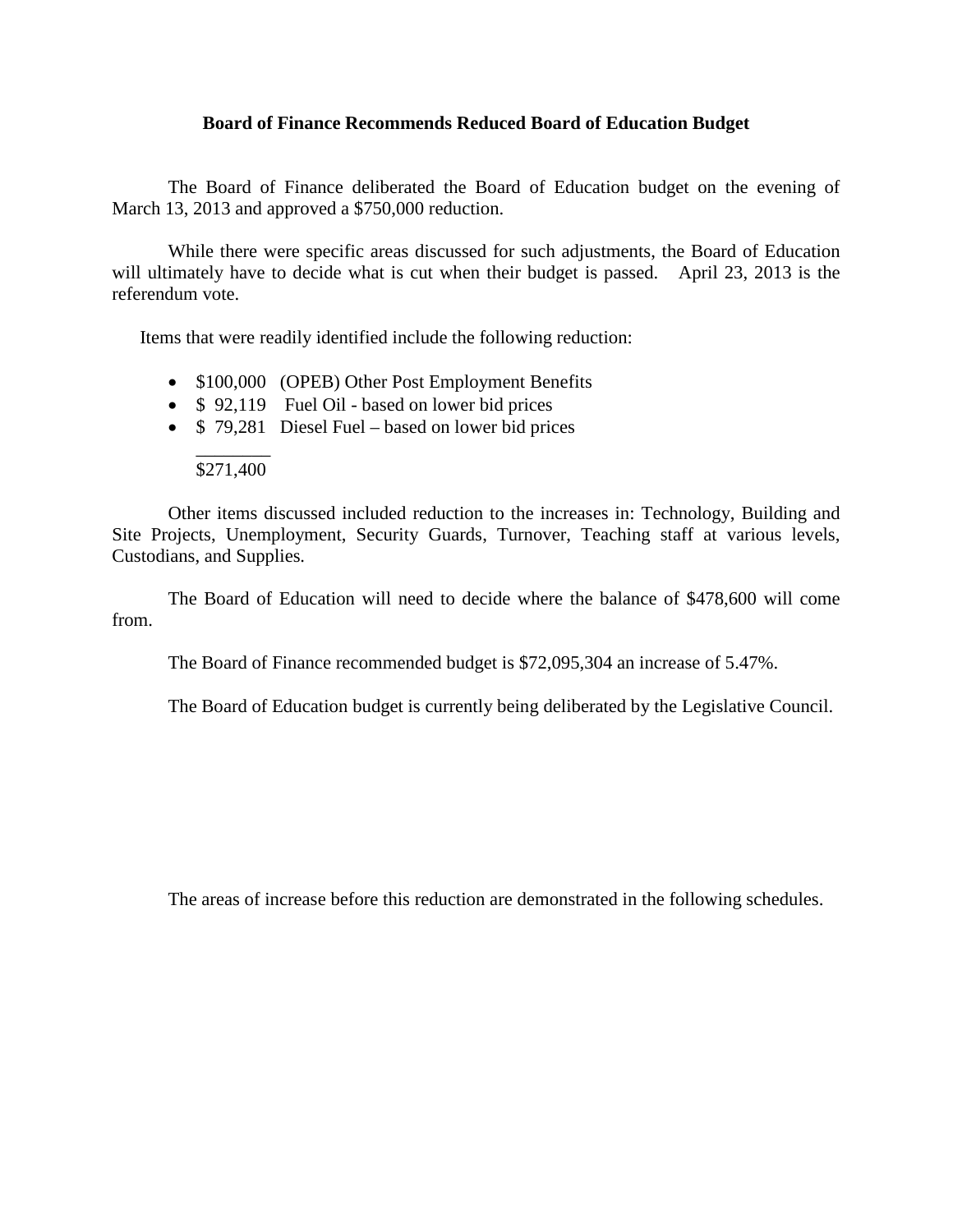**Board of Finance Recommends Reduced Board of Education Budget**

The Board of Finance deliberated the Board of Education budget on the evening of March 13, 2013 and approved a $750,000 reduction.

While there were specific areas discussed for such adjustments, the Board of Education will ultimately have to decide what is cut when their budget is passed. April 23, 2013 is the referendum vote.

Items that were readily identified include the following reduction:

- $100,000 (OPEB) Other Post Employment Benefits
- $ 92,119 Fuel Oil - based on lower bid prices
- $ 79,281 Diesel Fuel – based on lower bid prices

$271,400

Other items discussed included reduction to the increases in: Technology, Building and Site Projects, Unemployment, Security Guards, Turnover, Teaching staff at various levels, Custodians, and Supplies.

The Board of Education will need to decide where the balance of $478,600 will come from.

The Board of Finance recommended budget is $72,095,304 an increase of 5.47%.

The Board of Education budget is currently being deliberated by the Legislative Council.

The areas of increase before this reduction are demonstrated in the following schedules.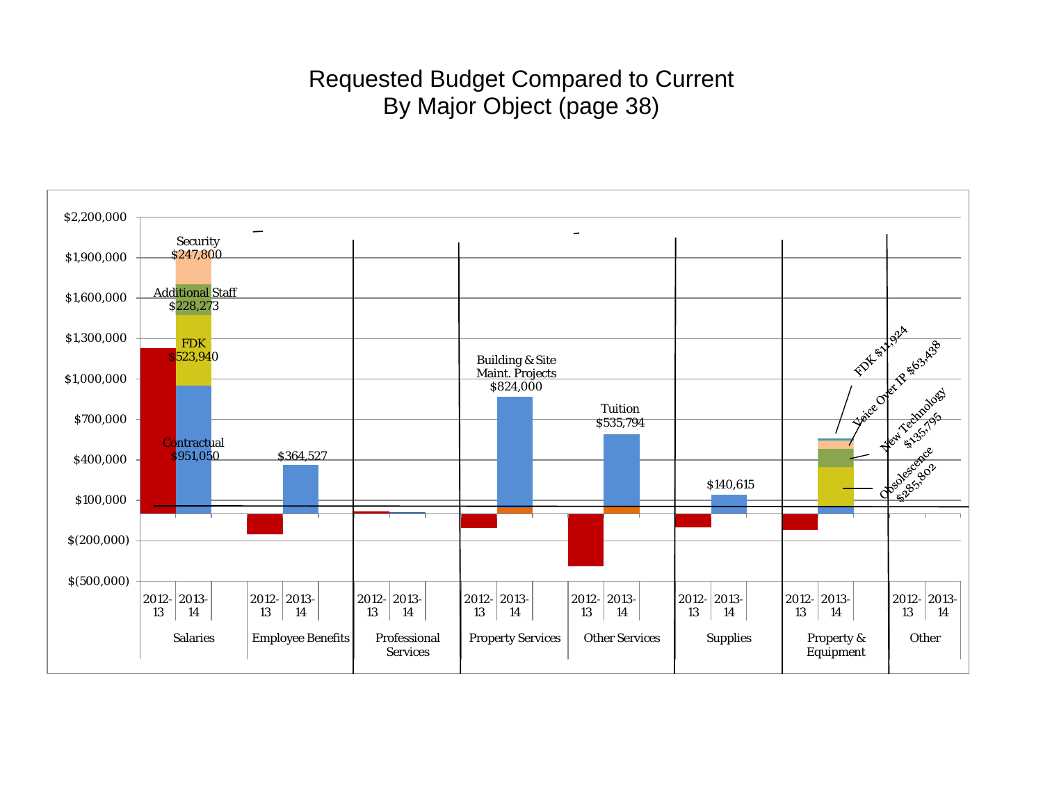# Requested Budget Compared to Current
## By Major Object (page 38)

$2,200,000
$1,900,000
$1,600,000
$1,300,000
$1,000,000
$700,000
$400,000
$100,000
$(200,000)
$(500,000)

Security $247,800

Additional Staff $228,273

FDK $523,940

Contractual $951,050

$364,527

Building & Site Maint. Projects $824,000

Tuition $535,794

$140,615

FDK $11,924

Voice Over IP $63,438

New Technology $135,795

Obsolescence $285,802

| Salaries | | Employee Benefits | | Professional Services | | Property Services | | Other Services | | Supplies | | Property & Equipment | | Other | |
|---|---|---|---|---|---|---|---|---|---|---|---|---|---|---|---|
| 2012-13 | 2013-14 | 2012-13 | 2013-14 | 2012-13 | 2013-14 | 2012-13 | 2013-14 | 2012-13 | 2013-14 | 2012-13 | 2013-14 | 2012-13 | 2013-14 | 2012-13 | 2013-14 |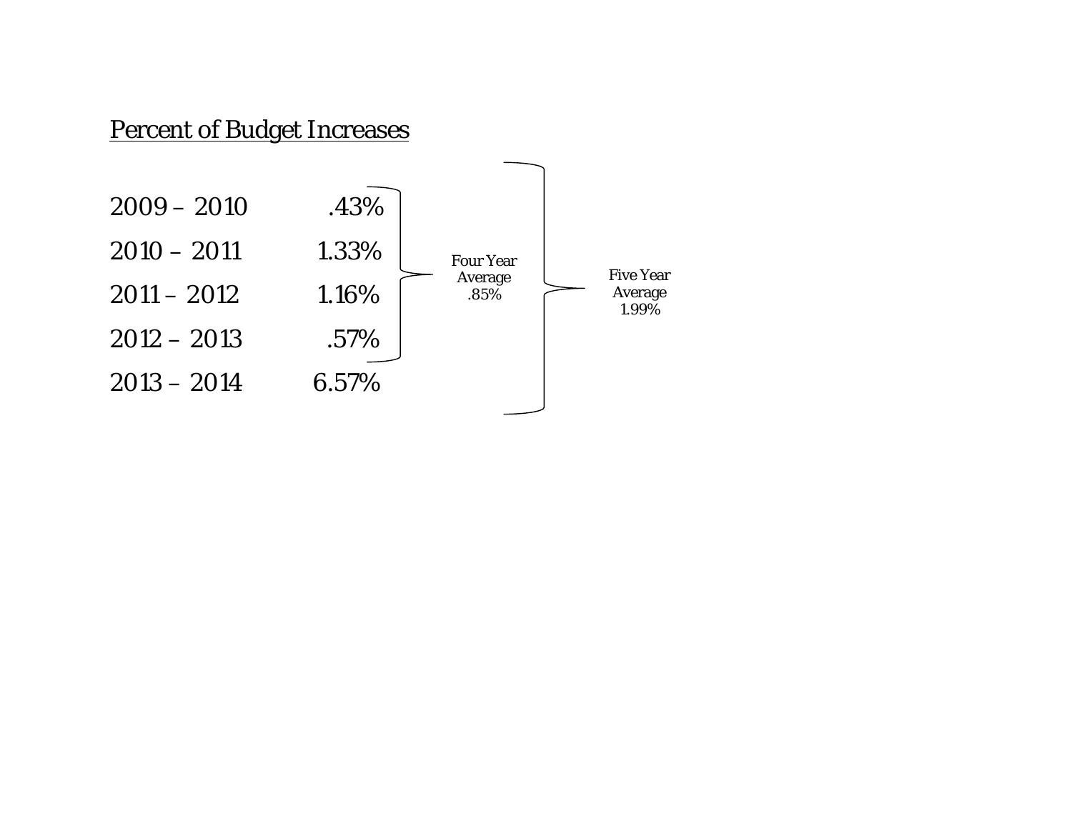<u>Percent of Budget Increases</u>

| Year | Percent |
| --- | --- |
| 2009 – 2010 | .43% |
| 2010 – 2011 | 1.33% |
| 2011 – 2012 | 1.16% |
| 2012 – 2013 | .57% |
| 2013 – 2014 | 6.57% |

Four Year Average .85% (2009 – 2010 through 2012 – 2013)

Five Year Average 1.99% (2009 – 2010 through 2013 – 2014)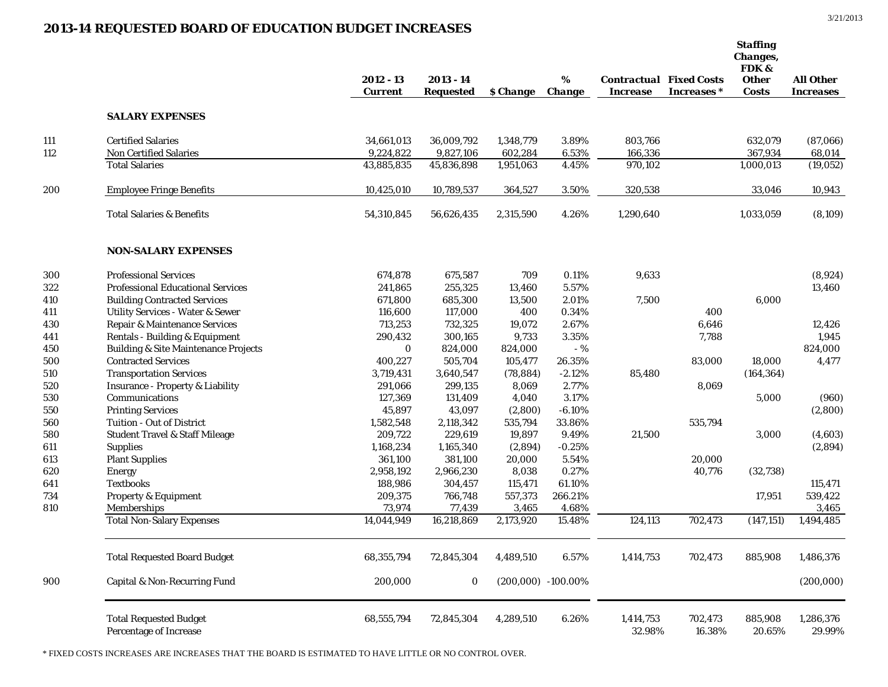3/21/2013

# 2013-14 REQUESTED BOARD OF EDUCATION BUDGET INCREASES

| | | 2012 - 13 Current | 2013 - 14 Requested | $ Change | % Change | Contractual Increase | Fixed Costs Increases * | Staffing Changes, FDK & Other Costs | All Other Increases |
|---|---|---|---|---|---|---|---|---|---|
| | **SALARY EXPENSES** | | | | | | | | |
| 111 | Certified Salaries | 34,661,013 | 36,009,792 | 1,348,779 | 3.89% | 803,766 | | 632,079 | (87,066) |
| 112 | Non Certified Salaries | 9,224,822 | 9,827,106 | 602,284 | 6.53% | 166,336 | | 367,934 | 68,014 |
| | Total Salaries | 43,885,835 | 45,836,898 | 1,951,063 | 4.45% | 970,102 | | 1,000,013 | (19,052) |
| 200 | Employee Fringe Benefits | 10,425,010 | 10,789,537 | 364,527 | 3.50% | 320,538 | | 33,046 | 10,943 |
| | Total Salaries & Benefits | 54,310,845 | 56,626,435 | 2,315,590 | 4.26% | 1,290,640 | | 1,033,059 | (8,109) |
| | **NON-SALARY EXPENSES** | | | | | | | | |
| 300 | Professional Services | 674,878 | 675,587 | 709 | 0.11% | 9,633 | | | (8,924) |
| 322 | Professional Educational Services | 241,865 | 255,325 | 13,460 | 5.57% | | | | 13,460 |
| 410 | Building Contracted Services | 671,800 | 685,300 | 13,500 | 2.01% | 7,500 | | 6,000 | |
| 411 | Utility Services - Water & Sewer | 116,600 | 117,000 | 400 | 0.34% | | 400 | | |
| 430 | Repair & Maintenance Services | 713,253 | 732,325 | 19,072 | 2.67% | | 6,646 | | 12,426 |
| 441 | Rentals - Building & Equipment | 290,432 | 300,165 | 9,733 | 3.35% | | 7,788 | | 1,945 |
| 450 | Building & Site Maintenance Projects | 0 | 824,000 | 824,000 | - % | | | | 824,000 |
| 500 | Contracted Services | 400,227 | 505,704 | 105,477 | 26.35% | | 83,000 | 18,000 | 4,477 |
| 510 | Transportation Services | 3,719,431 | 3,640,547 | (78,884) | -2.12% | 85,480 | | (164,364) | |
| 520 | Insurance - Property & Liability | 291,066 | 299,135 | 8,069 | 2.77% | | 8,069 | | |
| 530 | Communications | 127,369 | 131,409 | 4,040 | 3.17% | | | 5,000 | (960) |
| 550 | Printing Services | 45,897 | 43,097 | (2,800) | -6.10% | | | | (2,800) |
| 560 | Tuition - Out of District | 1,582,548 | 2,118,342 | 535,794 | 33.86% | | 535,794 | | |
| 580 | Student Travel & Staff Mileage | 209,722 | 229,619 | 19,897 | 9.49% | 21,500 | | 3,000 | (4,603) |
| 611 | Supplies | 1,168,234 | 1,165,340 | (2,894) | -0.25% | | | | (2,894) |
| 613 | Plant Supplies | 361,100 | 381,100 | 20,000 | 5.54% | | 20,000 | | |
| 620 | Energy | 2,958,192 | 2,966,230 | 8,038 | 0.27% | | 40,776 | (32,738) | |
| 641 | Textbooks | 188,986 | 304,457 | 115,471 | 61.10% | | | | 115,471 |
| 734 | Property & Equipment | 209,375 | 766,748 | 557,373 | 266.21% | | | 17,951 | 539,422 |
| 810 | Memberships | 73,974 | 77,439 | 3,465 | 4.68% | | | | 3,465 |
| | Total Non-Salary Expenses | 14,044,949 | 16,218,869 | 2,173,920 | 15.48% | 124,113 | 702,473 | (147,151) | 1,494,485 |
| | Total Requested Board Budget | 68,355,794 | 72,845,304 | 4,489,510 | 6.57% | 1,414,753 | 702,473 | 885,908 | 1,486,376 |
| 900 | Capital & Non-Recurring Fund | 200,000 | 0 | (200,000) | -100.00% | | | | (200,000) |
| | Total Requested Budget | 68,555,794 | 72,845,304 | 4,289,510 | 6.26% | 1,414,753 | 702,473 | 885,908 | 1,286,376 |
| | Percentage of Increase | | | | | 32.98% | 16.38% | 20.65% | 29.99% |

* FIXED COSTS INCREASES ARE INCREASES THAT THE BOARD IS ESTIMATED TO HAVE LITTLE OR NO CONTROL OVER.